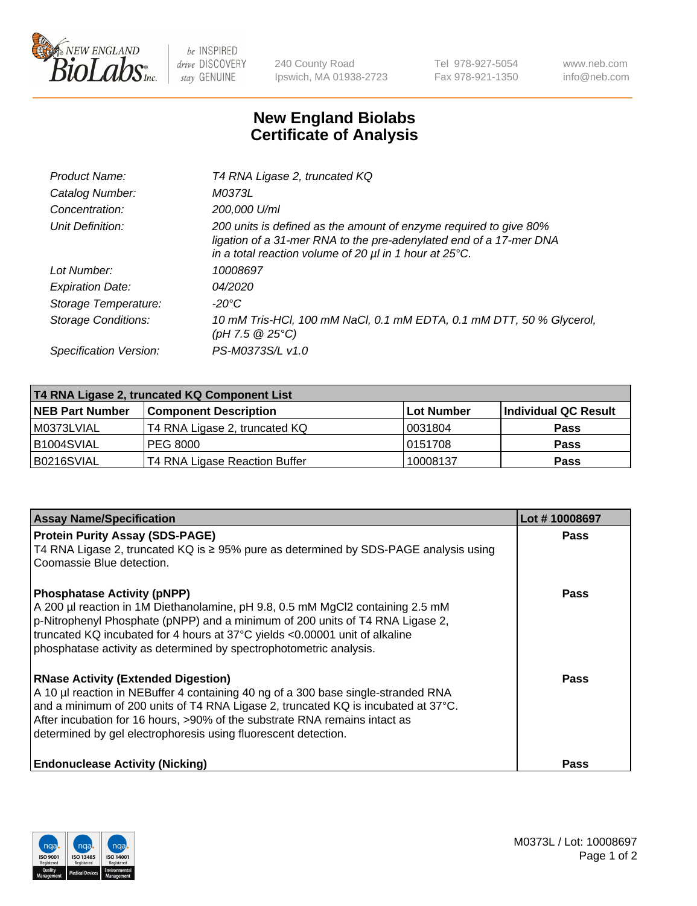New England BioLabs Inc. — be INSPIRED drive DISCOVERY stay GENUINE

240 County Road
Ipswich, MA 01938-2723

Tel 978-927-5054
Fax 978-921-1350

www.neb.com
info@neb.com

# New England Biolabs Certificate of Analysis

| | |
|---|---|
| *Product Name:* | *T4 RNA Ligase 2, truncated KQ* |
| *Catalog Number:* | *M0373L* |
| *Concentration:* | *200,000 U/ml* |
| *Unit Definition:* | *200 units is defined as the amount of enzyme required to give 80% ligation of a 31-mer RNA to the pre-adenylated end of a 17-mer DNA in a total reaction volume of 20 µl in 1 hour at 25°C.* |
| *Lot Number:* | *10008697* |
| *Expiration Date:* | *04/2020* |
| *Storage Temperature:* | *-20°C* |
| *Storage Conditions:* | *10 mM Tris-HCl, 100 mM NaCl, 0.1 mM EDTA, 0.1 mM DTT, 50 % Glycerol, (pH 7.5 @ 25°C)* |
| *Specification Version:* | *PS-M0373S/L v1.0* |

| T4 RNA Ligase 2, truncated KQ Component List | | | |
|---|---|---|---|
| **NEB Part Number** | **Component Description** | **Lot Number** | **Individual QC Result** |
| M0373LVIAL | T4 RNA Ligase 2, truncated KQ | 0031804 | **Pass** |
| B1004SVIAL | PEG 8000 | 0151708 | **Pass** |
| B0216SVIAL | T4 RNA Ligase Reaction Buffer | 10008137 | **Pass** |

| Assay Name/Specification | Lot # 10008697 |
|---|---|
| **Protein Purity Assay (SDS-PAGE)**<br>T4 RNA Ligase 2, truncated KQ is ≥ 95% pure as determined by SDS-PAGE analysis using Coomassie Blue detection. | **Pass** |
| **Phosphatase Activity (pNPP)**<br>A 200 µl reaction in 1M Diethanolamine, pH 9.8, 0.5 mM $MgCl_2$ containing 2.5 mM p-Nitrophenyl Phosphate (pNPP) and a minimum of 200 units of T4 RNA Ligase 2, truncated KQ incubated for 4 hours at 37°C yields <0.00001 unit of alkaline phosphatase activity as determined by spectrophotometric analysis. | **Pass** |
| **RNase Activity (Extended Digestion)**<br>A 10 µl reaction in NEBuffer 4 containing 40 ng of a 300 base single-stranded RNA and a minimum of 200 units of T4 RNA Ligase 2, truncated KQ is incubated at 37°C. After incubation for 16 hours, >90% of the substrate RNA remains intact as determined by gel electrophoresis using fluorescent detection. | **Pass** |
| **Endonuclease Activity (Nicking)** | **Pass** |

M0373L / Lot: 10008697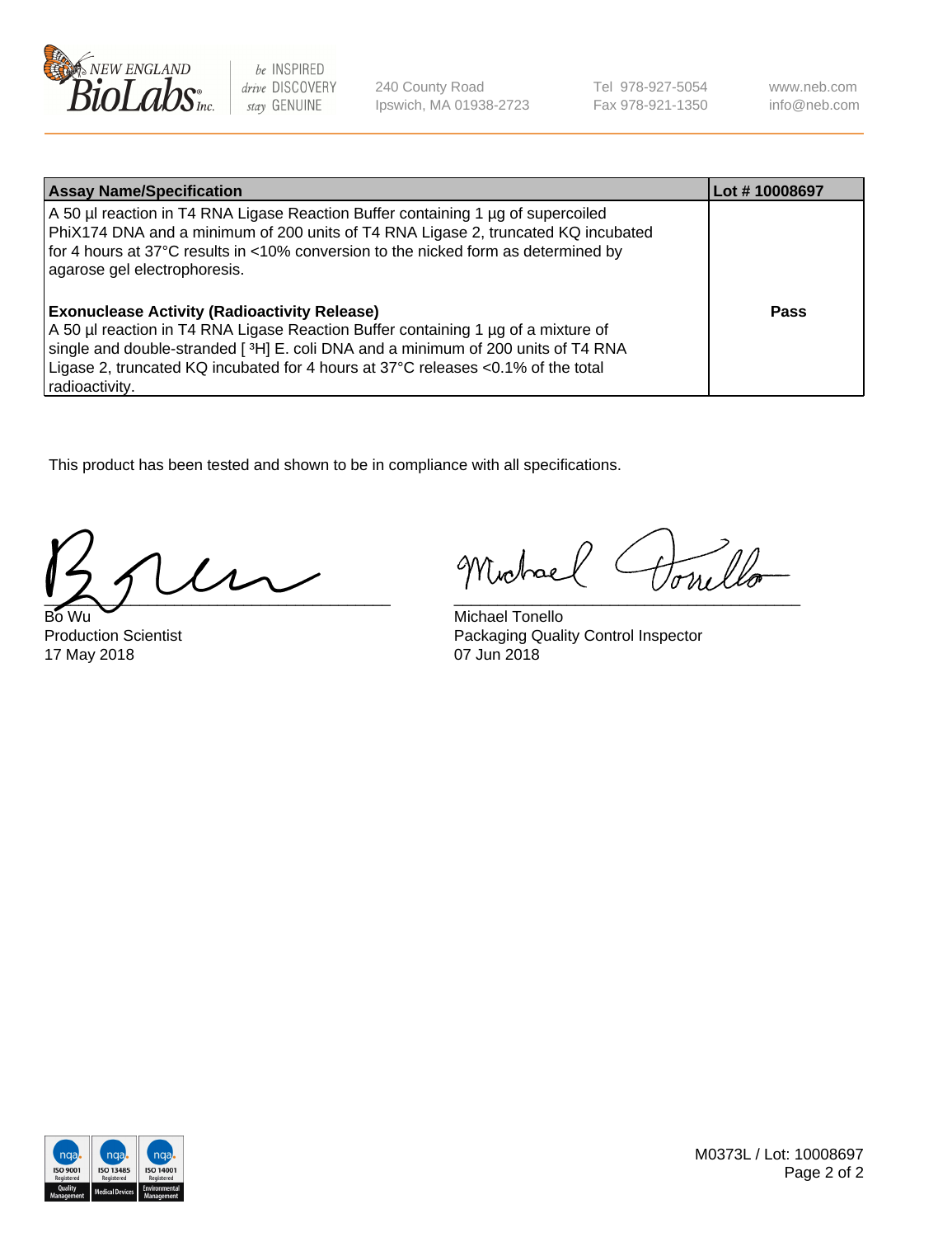| Assay Name/Specification | Lot # 10008697 |
|---|---|
| A 50 µl reaction in T4 RNA Ligase Reaction Buffer containing 1 µg of supercoiled PhiX174 DNA and a minimum of 200 units of T4 RNA Ligase 2, truncated KQ incubated for 4 hours at 37°C results in <10% conversion to the nicked form as determined by agarose gel electrophoresis. | |
| **Exonuclease Activity (Radioactivity Release)** A 50 µl reaction in T4 RNA Ligase Reaction Buffer containing 1 µg of a mixture of single and double-stranded [ $^3$H] E. coli DNA and a minimum of 200 units of T4 RNA Ligase 2, truncated KQ incubated for 4 hours at 37°C releases <0.1% of the total radioactivity. | **Pass** |

This product has been tested and shown to be in compliance with all specifications.

Bo Wu
Production Scientist
17 May 2018

Michael Tonello
Packaging Quality Control Inspector
07 Jun 2018

M0373L / Lot: 10008697